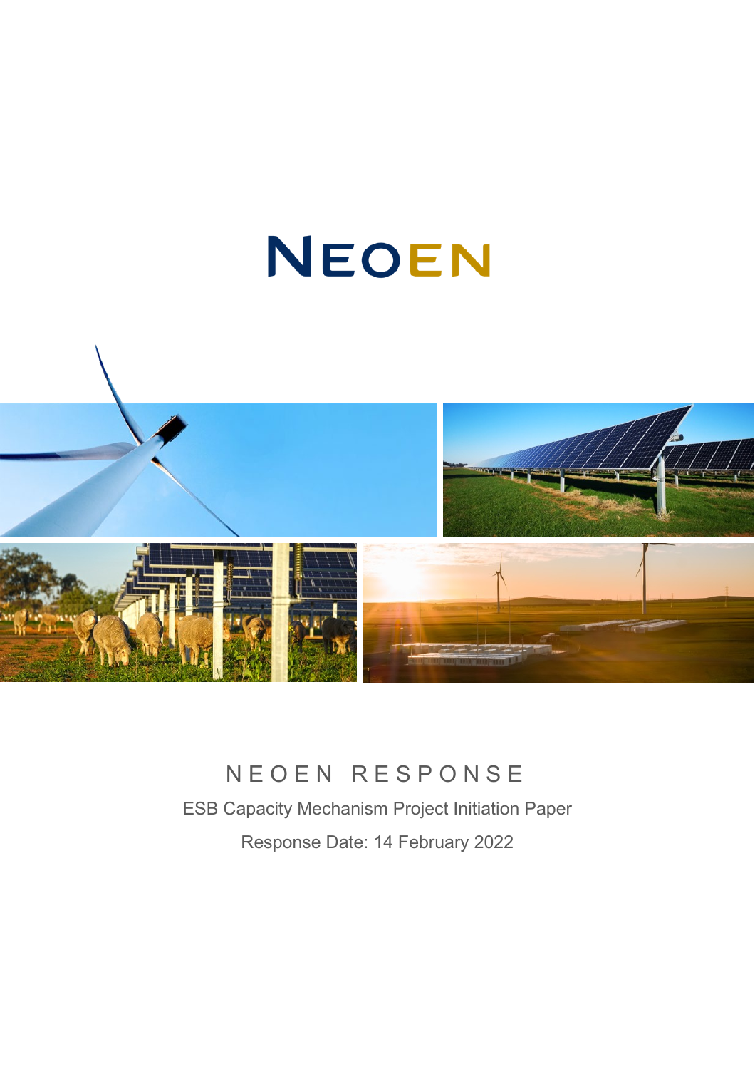# NEOEN

## NEOEN RESPONSE

ESB Capacity Mechanism Project Initiation Paper

Response Date: 14 February 2022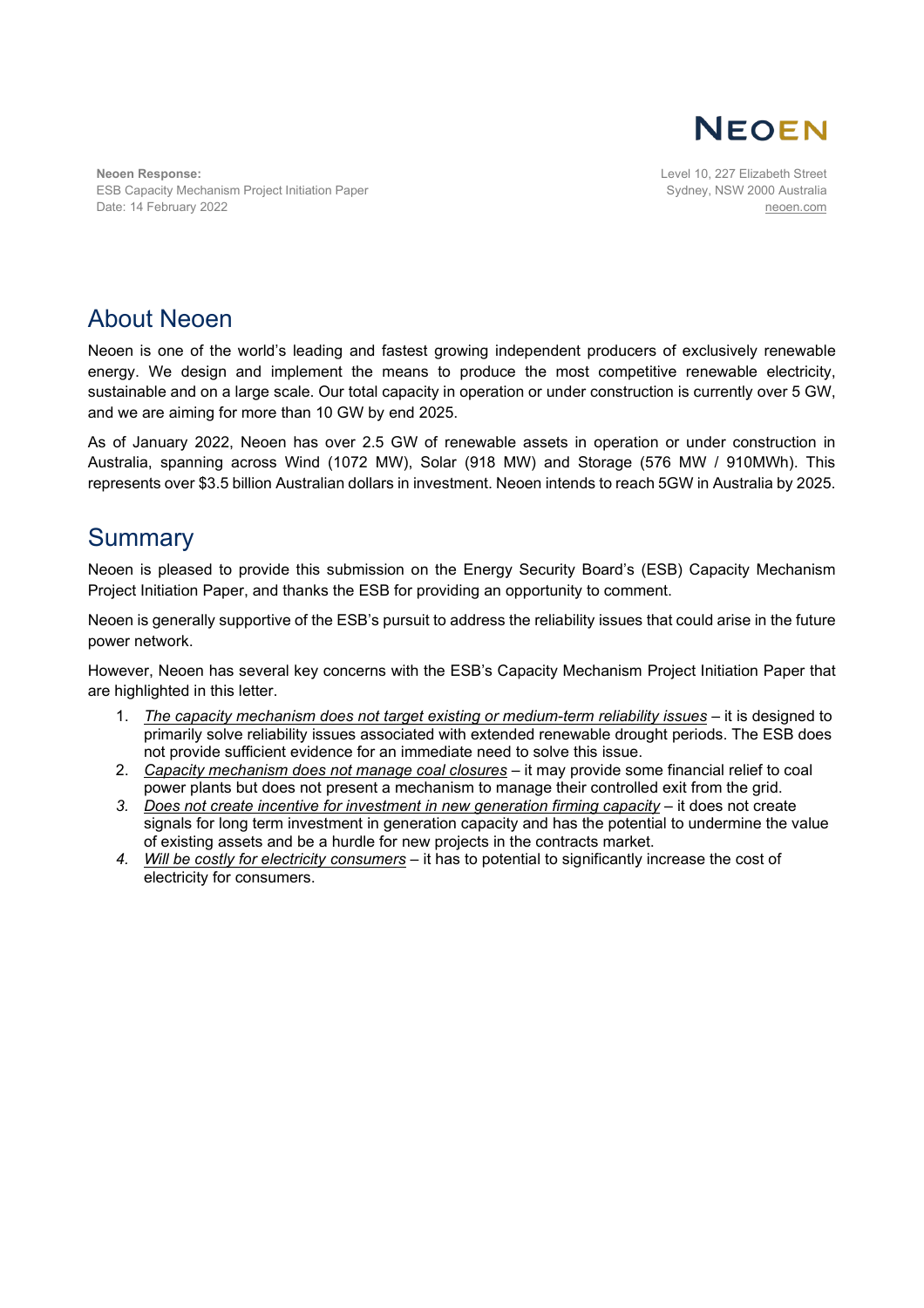**Neoen Response:**
ESB Capacity Mechanism Project Initiation Paper
Date: 14 February 2022

Level 10, 227 Elizabeth Street
Sydney, NSW 2000 Australia
neoen.com

## About Neoen

Neoen is one of the world's leading and fastest growing independent producers of exclusively renewable energy. We design and implement the means to produce the most competitive renewable electricity, sustainable and on a large scale. Our total capacity in operation or under construction is currently over 5 GW, and we are aiming for more than 10 GW by end 2025.

As of January 2022, Neoen has over 2.5 GW of renewable assets in operation or under construction in Australia, spanning across Wind (1072 MW), Solar (918 MW) and Storage (576 MW / 910MWh). This represents over $3.5 billion Australian dollars in investment. Neoen intends to reach 5GW in Australia by 2025.

## Summary

Neoen is pleased to provide this submission on the Energy Security Board's (ESB) Capacity Mechanism Project Initiation Paper, and thanks the ESB for providing an opportunity to comment.

Neoen is generally supportive of the ESB's pursuit to address the reliability issues that could arise in the future power network.

However, Neoen has several key concerns with the ESB's Capacity Mechanism Project Initiation Paper that are highlighted in this letter.

1. *The capacity mechanism does not target existing or medium-term reliability issues* – it is designed to primarily solve reliability issues associated with extended renewable drought periods. The ESB does not provide sufficient evidence for an immediate need to solve this issue.
2. *Capacity mechanism does not manage coal closures* – it may provide some financial relief to coal power plants but does not present a mechanism to manage their controlled exit from the grid.
3. *Does not create incentive for investment in new generation firming capacity* – it does not create signals for long term investment in generation capacity and has the potential to undermine the value of existing assets and be a hurdle for new projects in the contracts market.
4. *Will be costly for electricity consumers* – it has to potential to significantly increase the cost of electricity for consumers.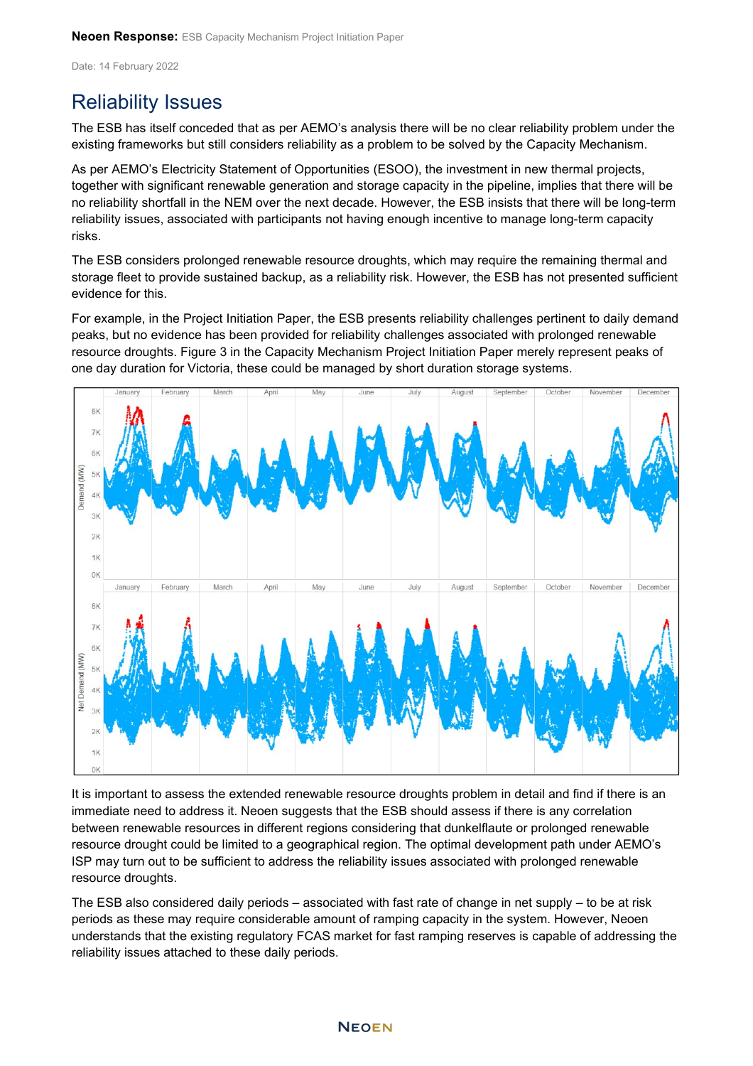# Reliability Issues

The ESB has itself conceded that as per AEMO's analysis there will be no clear reliability problem under the existing frameworks but still considers reliability as a problem to be solved by the Capacity Mechanism.

As per AEMO's Electricity Statement of Opportunities (ESOO), the investment in new thermal projects, together with significant renewable generation and storage capacity in the pipeline, implies that there will be no reliability shortfall in the NEM over the next decade. However, the ESB insists that there will be long-term reliability issues, associated with participants not having enough incentive to manage long-term capacity risks.

The ESB considers prolonged renewable resource droughts, which may require the remaining thermal and storage fleet to provide sustained backup, as a reliability risk. However, the ESB has not presented sufficient evidence for this.

For example, in the Project Initiation Paper, the ESB presents reliability challenges pertinent to daily demand peaks, but no evidence has been provided for reliability challenges associated with prolonged renewable resource droughts. Figure 3 in the Capacity Mechanism Project Initiation Paper merely represent peaks of one day duration for Victoria, these could be managed by short duration storage systems.

It is important to assess the extended renewable resource droughts problem in detail and find if there is an immediate need to address it. Neoen suggests that the ESB should assess if there is any correlation between renewable resources in different regions considering that dunkelflaute or prolonged renewable resource drought could be limited to a geographical region. The optimal development path under AEMO's ISP may turn out to be sufficient to address the reliability issues associated with prolonged renewable resource droughts.

The ESB also considered daily periods – associated with fast rate of change in net supply – to be at risk periods as these may require considerable amount of ramping capacity in the system. However, Neoen understands that the existing regulatory FCAS market for fast ramping reserves is capable of addressing the reliability issues attached to these daily periods.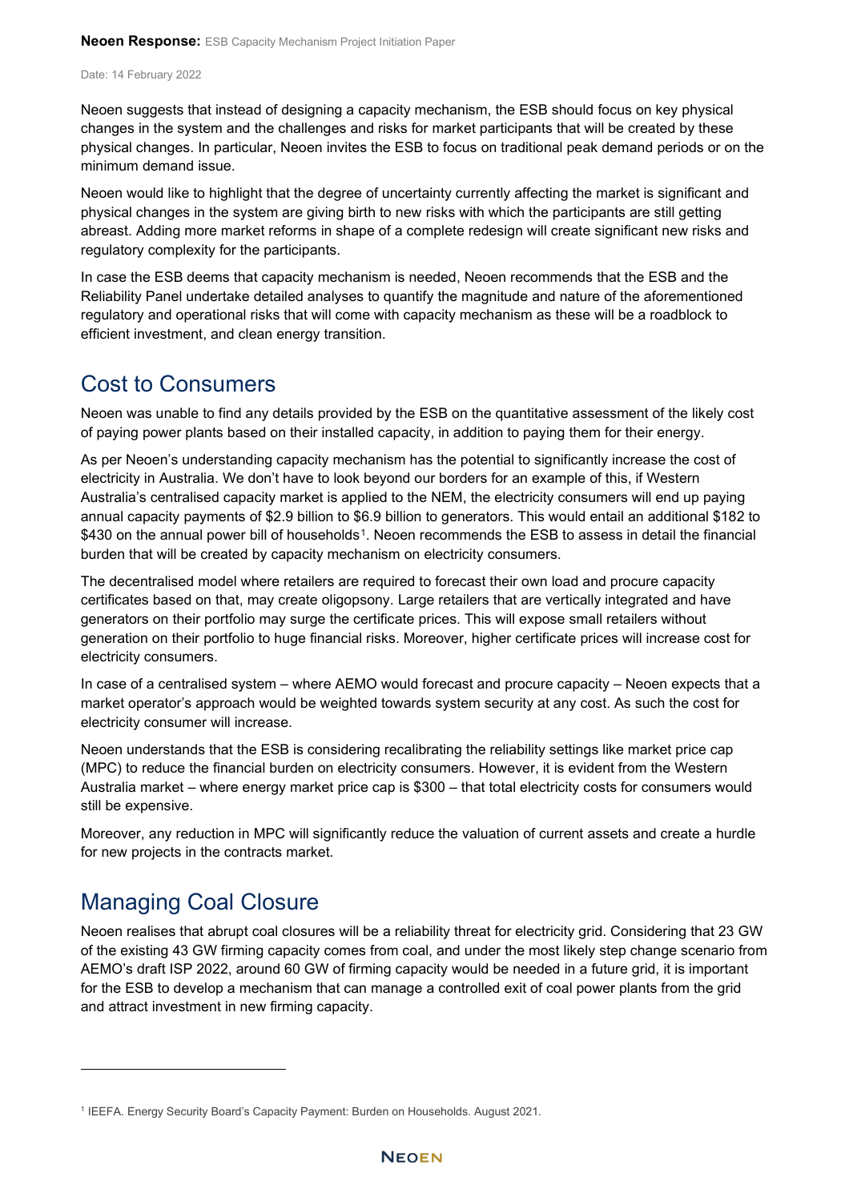Neoen suggests that instead of designing a capacity mechanism, the ESB should focus on key physical changes in the system and the challenges and risks for market participants that will be created by these physical changes. In particular, Neoen invites the ESB to focus on traditional peak demand periods or on the minimum demand issue.

Neoen would like to highlight that the degree of uncertainty currently affecting the market is significant and physical changes in the system are giving birth to new risks with which the participants are still getting abreast. Adding more market reforms in shape of a complete redesign will create significant new risks and regulatory complexity for the participants.

In case the ESB deems that capacity mechanism is needed, Neoen recommends that the ESB and the Reliability Panel undertake detailed analyses to quantify the magnitude and nature of the aforementioned regulatory and operational risks that will come with capacity mechanism as these will be a roadblock to efficient investment, and clean energy transition.

## Cost to Consumers

Neoen was unable to find any details provided by the ESB on the quantitative assessment of the likely cost of paying power plants based on their installed capacity, in addition to paying them for their energy.

As per Neoen's understanding capacity mechanism has the potential to significantly increase the cost of electricity in Australia. We don't have to look beyond our borders for an example of this, if Western Australia's centralised capacity market is applied to the NEM, the electricity consumers will end up paying annual capacity payments of $2.9 billion to $6.9 billion to generators. This would entail an additional $182 to $430 on the annual power bill of households[1]. Neoen recommends the ESB to assess in detail the financial burden that will be created by capacity mechanism on electricity consumers.

The decentralised model where retailers are required to forecast their own load and procure capacity certificates based on that, may create oligopsony. Large retailers that are vertically integrated and have generators on their portfolio may surge the certificate prices. This will expose small retailers without generation on their portfolio to huge financial risks. Moreover, higher certificate prices will increase cost for electricity consumers.

In case of a centralised system – where AEMO would forecast and procure capacity – Neoen expects that a market operator's approach would be weighted towards system security at any cost. As such the cost for electricity consumer will increase.

Neoen understands that the ESB is considering recalibrating the reliability settings like market price cap (MPC) to reduce the financial burden on electricity consumers. However, it is evident from the Western Australia market – where energy market price cap is $300 – that total electricity costs for consumers would still be expensive.

Moreover, any reduction in MPC will significantly reduce the valuation of current assets and create a hurdle for new projects in the contracts market.

## Managing Coal Closure

Neoen realises that abrupt coal closures will be a reliability threat for electricity grid. Considering that 23 GW of the existing 43 GW firming capacity comes from coal, and under the most likely step change scenario from AEMO's draft ISP 2022, around 60 GW of firming capacity would be needed in a future grid, it is important for the ESB to develop a mechanism that can manage a controlled exit of coal power plants from the grid and attract investment in new firming capacity.

[1] IEEFA. Energy Security Board's Capacity Payment: Burden on Households. August 2021.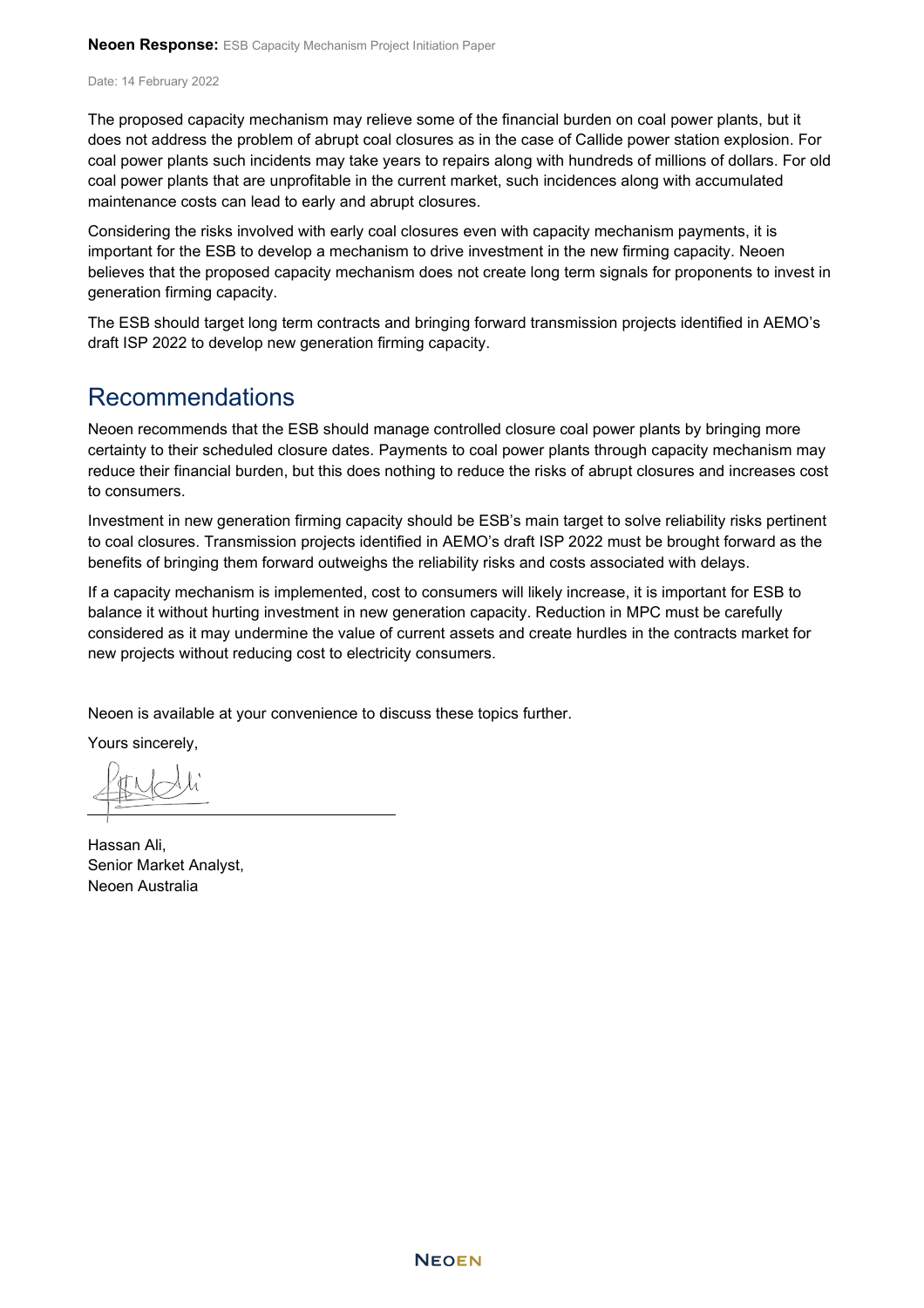The proposed capacity mechanism may relieve some of the financial burden on coal power plants, but it does not address the problem of abrupt coal closures as in the case of Callide power station explosion. For coal power plants such incidents may take years to repairs along with hundreds of millions of dollars. For old coal power plants that are unprofitable in the current market, such incidences along with accumulated maintenance costs can lead to early and abrupt closures.

Considering the risks involved with early coal closures even with capacity mechanism payments, it is important for the ESB to develop a mechanism to drive investment in the new firming capacity. Neoen believes that the proposed capacity mechanism does not create long term signals for proponents to invest in generation firming capacity.

The ESB should target long term contracts and bringing forward transmission projects identified in AEMO's draft ISP 2022 to develop new generation firming capacity.

## Recommendations

Neoen recommends that the ESB should manage controlled closure coal power plants by bringing more certainty to their scheduled closure dates. Payments to coal power plants through capacity mechanism may reduce their financial burden, but this does nothing to reduce the risks of abrupt closures and increases cost to consumers.

Investment in new generation firming capacity should be ESB's main target to solve reliability risks pertinent to coal closures. Transmission projects identified in AEMO's draft ISP 2022 must be brought forward as the benefits of bringing them forward outweighs the reliability risks and costs associated with delays.

If a capacity mechanism is implemented, cost to consumers will likely increase, it is important for ESB to balance it without hurting investment in new generation capacity. Reduction in MPC must be carefully considered as it may undermine the value of current assets and create hurdles in the contracts market for new projects without reducing cost to electricity consumers.

Neoen is available at your convenience to discuss these topics further.

Yours sincerely,

Hassan Ali,
Senior Market Analyst,
Neoen Australia